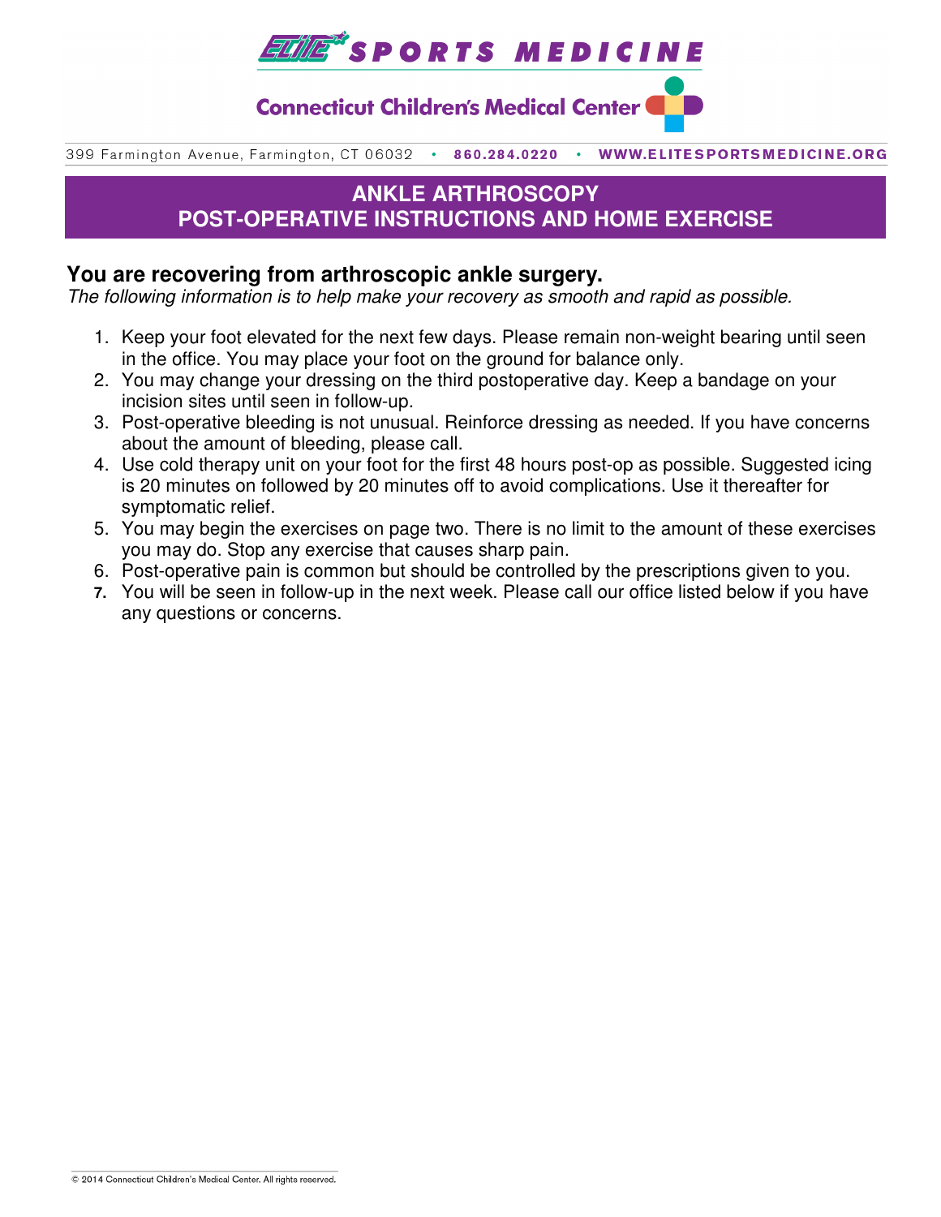ELITE SPORTS MEDICINE

Connecticut Children's Medical Center

399 Farmington Avenue, Farmington, CT 06032 • 860.284.0220 • WWW.ELITESPORTSMEDICINE.ORG

# ANKLE ARTHROSCOPY
# POST-OPERATIVE INSTRUCTIONS AND HOME EXERCISE

## You are recovering from arthroscopic ankle surgery.

*The following information is to help make your recovery as smooth and rapid as possible.*

1. Keep your foot elevated for the next few days. Please remain non-weight bearing until seen in the office. You may place your foot on the ground for balance only.
2. You may change your dressing on the third postoperative day. Keep a bandage on your incision sites until seen in follow-up.
3. Post-operative bleeding is not unusual. Reinforce dressing as needed. If you have concerns about the amount of bleeding, please call.
4. Use cold therapy unit on your foot for the first 48 hours post-op as possible. Suggested icing is 20 minutes on followed by 20 minutes off to avoid complications. Use it thereafter for symptomatic relief.
5. You may begin the exercises on page two. There is no limit to the amount of these exercises you may do. Stop any exercise that causes sharp pain.
6. Post-operative pain is common but should be controlled by the prescriptions given to you.
7. You will be seen in follow-up in the next week. Please call our office listed below if you have any questions or concerns.

© 2014 Connecticut Children's Medical Center. All rights reserved.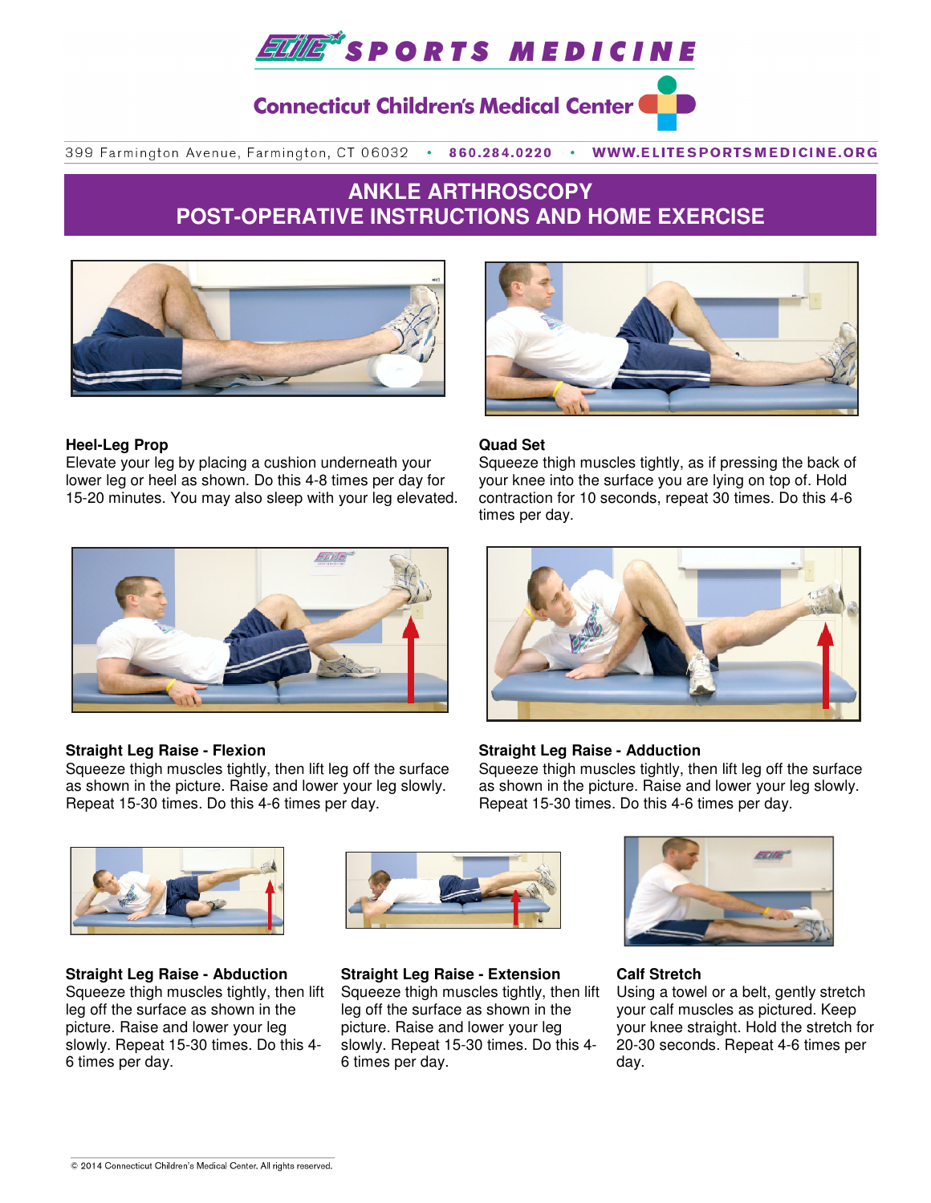ELITE SPORTS MEDICINE

Connecticut Children's Medical Center

399 Farmington Avenue, Farmington, CT 06032 • 860.284.0220 • WWW.ELITESPORTSMEDICINE.ORG

# ANKLE ARTHROSCOPY
# POST-OPERATIVE INSTRUCTIONS AND HOME EXERCISE

**Heel-Leg Prop**
Elevate your leg by placing a cushion underneath your lower leg or heel as shown. Do this 4-8 times per day for 15-20 minutes. You may also sleep with your leg elevated.

**Quad Set**
Squeeze thigh muscles tightly, as if pressing the back of your knee into the surface you are lying on top of. Hold contraction for 10 seconds, repeat 30 times. Do this 4-6 times per day.

**Straight Leg Raise - Flexion**
Squeeze thigh muscles tightly, then lift leg off the surface as shown in the picture. Raise and lower your leg slowly. Repeat 15-30 times. Do this 4-6 times per day.

**Straight Leg Raise - Adduction**
Squeeze thigh muscles tightly, then lift leg off the surface as shown in the picture. Raise and lower your leg slowly. Repeat 15-30 times. Do this 4-6 times per day.

**Straight Leg Raise - Abduction**
Squeeze thigh muscles tightly, then lift leg off the surface as shown in the picture. Raise and lower your leg slowly. Repeat 15-30 times. Do this 4-6 times per day.

**Straight Leg Raise - Extension**
Squeeze thigh muscles tightly, then lift leg off the surface as shown in the picture. Raise and lower your leg slowly. Repeat 15-30 times. Do this 4-6 times per day.

**Calf Stretch**
Using a towel or a belt, gently stretch your calf muscles as pictured. Keep your knee straight. Hold the stretch for 20-30 seconds. Repeat 4-6 times per day.

© 2014 Connecticut Children's Medical Center. All rights reserved.